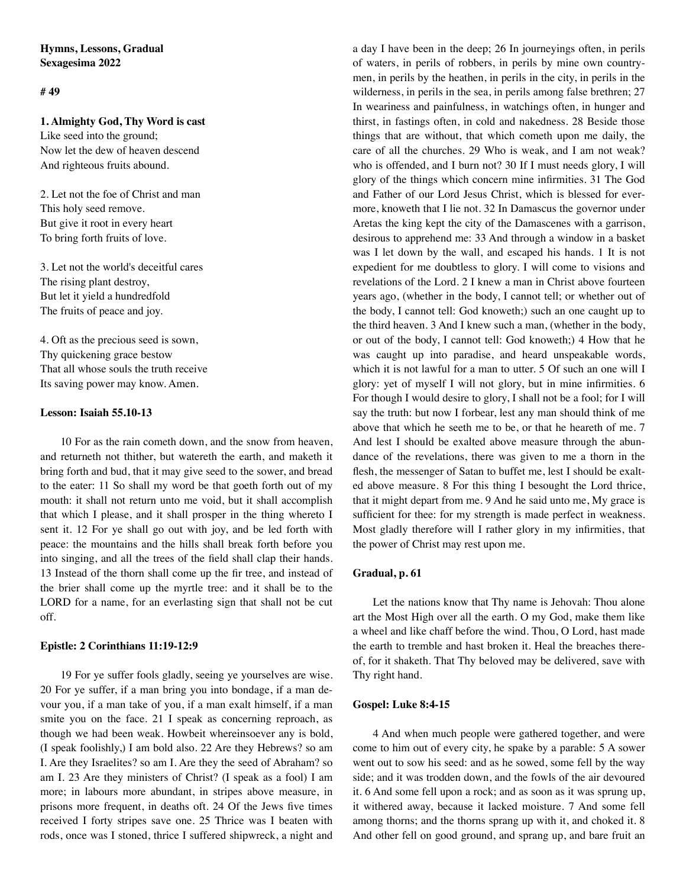**Hymns, Lessons, Gradual**
**Sexagesima 2022**

**# 49**

**1. Almighty God, Thy Word is cast**
Like seed into the ground;
Now let the dew of heaven descend
And righteous fruits abound.

2. Let not the foe of Christ and man
This holy seed remove.
But give it root in every heart
To bring forth fruits of love.

3. Let not the world's deceitful cares
The rising plant destroy,
But let it yield a hundredfold
The fruits of peace and joy.

4. Oft as the precious seed is sown,
Thy quickening grace bestow
That all whose souls the truth receive
Its saving power may know. Amen.

**Lesson: Isaiah 55.10-13**

10 For as the rain cometh down, and the snow from heaven, and returneth not thither, but watereth the earth, and maketh it bring forth and bud, that it may give seed to the sower, and bread to the eater: 11 So shall my word be that goeth forth out of my mouth: it shall not return unto me void, but it shall accomplish that which I please, and it shall prosper in the thing whereto I sent it. 12 For ye shall go out with joy, and be led forth with peace: the mountains and the hills shall break forth before you into singing, and all the trees of the field shall clap their hands. 13 Instead of the thorn shall come up the fir tree, and instead of the brier shall come up the myrtle tree: and it shall be to the LORD for a name, for an everlasting sign that shall not be cut off.

**Epistle: 2 Corinthians 11:19-12:9**

19 For ye suffer fools gladly, seeing ye yourselves are wise. 20 For ye suffer, if a man bring you into bondage, if a man devour you, if a man take of you, if a man exalt himself, if a man smite you on the face. 21 I speak as concerning reproach, as though we had been weak. Howbeit whereinsoever any is bold, (I speak foolishly,) I am bold also. 22 Are they Hebrews? so am I. Are they Israelites? so am I. Are they the seed of Abraham? so am I. 23 Are they ministers of Christ? (I speak as a fool) I am more; in labours more abundant, in stripes above measure, in prisons more frequent, in deaths oft. 24 Of the Jews five times received I forty stripes save one. 25 Thrice was I beaten with rods, once was I stoned, thrice I suffered shipwreck, a night and a day I have been in the deep; 26 In journeyings often, in perils of waters, in perils of robbers, in perils by mine own countrymen, in perils by the heathen, in perils in the city, in perils in the wilderness, in perils in the sea, in perils among false brethren; 27 In weariness and painfulness, in watchings often, in hunger and thirst, in fastings often, in cold and nakedness. 28 Beside those things that are without, that which cometh upon me daily, the care of all the churches. 29 Who is weak, and I am not weak? who is offended, and I burn not? 30 If I must needs glory, I will glory of the things which concern mine infirmities. 31 The God and Father of our Lord Jesus Christ, which is blessed for evermore, knoweth that I lie not. 32 In Damascus the governor under Aretas the king kept the city of the Damascenes with a garrison, desirous to apprehend me: 33 And through a window in a basket was I let down by the wall, and escaped his hands. 1 It is not expedient for me doubtless to glory. I will come to visions and revelations of the Lord. 2 I knew a man in Christ above fourteen years ago, (whether in the body, I cannot tell; or whether out of the body, I cannot tell: God knoweth;) such an one caught up to the third heaven. 3 And I knew such a man, (whether in the body, or out of the body, I cannot tell: God knoweth;) 4 How that he was caught up into paradise, and heard unspeakable words, which it is not lawful for a man to utter. 5 Of such an one will I glory: yet of myself I will not glory, but in mine infirmities. 6 For though I would desire to glory, I shall not be a fool; for I will say the truth: but now I forbear, lest any man should think of me above that which he seeth me to be, or that he heareth of me. 7 And lest I should be exalted above measure through the abundance of the revelations, there was given to me a thorn in the flesh, the messenger of Satan to buffet me, lest I should be exalted above measure. 8 For this thing I besought the Lord thrice, that it might depart from me. 9 And he said unto me, My grace is sufficient for thee: for my strength is made perfect in weakness. Most gladly therefore will I rather glory in my infirmities, that the power of Christ may rest upon me.

**Gradual, p. 61**

Let the nations know that Thy name is Jehovah: Thou alone art the Most High over all the earth. O my God, make them like a wheel and like chaff before the wind. Thou, O Lord, hast made the earth to tremble and hast broken it. Heal the breaches thereof, for it shaketh. That Thy beloved may be delivered, save with Thy right hand.

**Gospel: Luke 8:4-15**

4 And when much people were gathered together, and were come to him out of every city, he spake by a parable: 5 A sower went out to sow his seed: and as he sowed, some fell by the way side; and it was trodden down, and the fowls of the air devoured it. 6 And some fell upon a rock; and as soon as it was sprung up, it withered away, because it lacked moisture. 7 And some fell among thorns; and the thorns sprang up with it, and choked it. 8 And other fell on good ground, and sprang up, and bare fruit an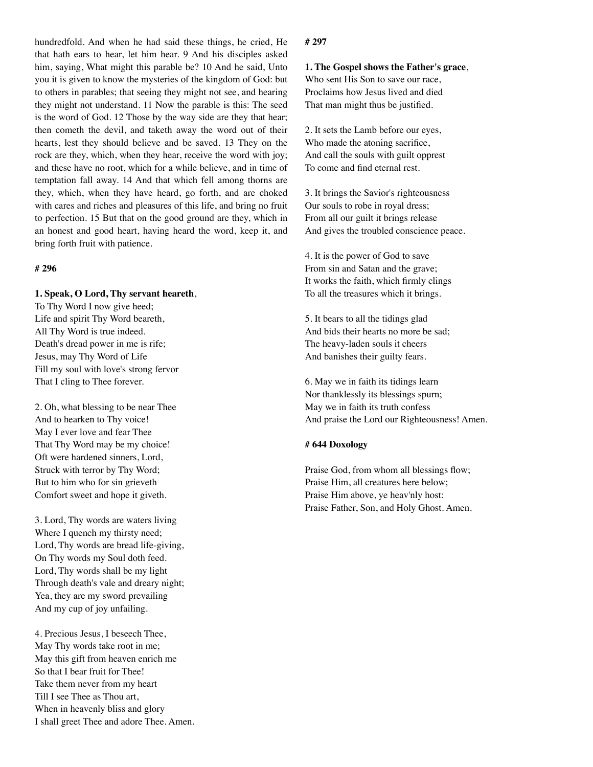hundredfold. And when he had said these things, he cried, He that hath ears to hear, let him hear. 9 And his disciples asked him, saying, What might this parable be? 10 And he said, Unto you it is given to know the mysteries of the kingdom of God: but to others in parables; that seeing they might not see, and hearing they might not understand. 11 Now the parable is this: The seed is the word of God. 12 Those by the way side are they that hear; then cometh the devil, and taketh away the word out of their hearts, lest they should believe and be saved. 13 They on the rock are they, which, when they hear, receive the word with joy; and these have no root, which for a while believe, and in time of temptation fall away. 14 And that which fell among thorns are they, which, when they have heard, go forth, and are choked with cares and riches and pleasures of this life, and bring no fruit to perfection. 15 But that on the good ground are they, which in an honest and good heart, having heard the word, keep it, and bring forth fruit with patience.

**# 296**

**1. Speak, O Lord, Thy servant heareth**,
To Thy Word I now give heed;
Life and spirit Thy Word beareth,
All Thy Word is true indeed.
Death's dread power in me is rife;
Jesus, may Thy Word of Life
Fill my soul with love's strong fervor
That I cling to Thee forever.

2. Oh, what blessing to be near Thee
And to hearken to Thy voice!
May I ever love and fear Thee
That Thy Word may be my choice!
Oft were hardened sinners, Lord,
Struck with terror by Thy Word;
But to him who for sin grieveth
Comfort sweet and hope it giveth.

3. Lord, Thy words are waters living
Where I quench my thirsty need;
Lord, Thy words are bread life-giving,
On Thy words my Soul doth feed.
Lord, Thy words shall be my light
Through death's vale and dreary night;
Yea, they are my sword prevailing
And my cup of joy unfailing.

4. Precious Jesus, I beseech Thee,
May Thy words take root in me;
May this gift from heaven enrich me
So that I bear fruit for Thee!
Take them never from my heart
Till I see Thee as Thou art,
When in heavenly bliss and glory
I shall greet Thee and adore Thee. Amen.

**# 297**

**1. The Gospel shows the Father's grace**,
Who sent His Son to save our race,
Proclaims how Jesus lived and died
That man might thus be justified.

2. It sets the Lamb before our eyes,
Who made the atoning sacrifice,
And call the souls with guilt opprest
To come and find eternal rest.

3. It brings the Savior's righteousness
Our souls to robe in royal dress;
From all our guilt it brings release
And gives the troubled conscience peace.

4. It is the power of God to save
From sin and Satan and the grave;
It works the faith, which firmly clings
To all the treasures which it brings.

5. It bears to all the tidings glad
And bids their hearts no more be sad;
The heavy-laden souls it cheers
And banishes their guilty fears.

6. May we in faith its tidings learn
Nor thanklessly its blessings spurn;
May we in faith its truth confess
And praise the Lord our Righteousness! Amen.

**# 644 Doxology**

Praise God, from whom all blessings flow;
Praise Him, all creatures here below;
Praise Him above, ye heav'nly host:
Praise Father, Son, and Holy Ghost. Amen.